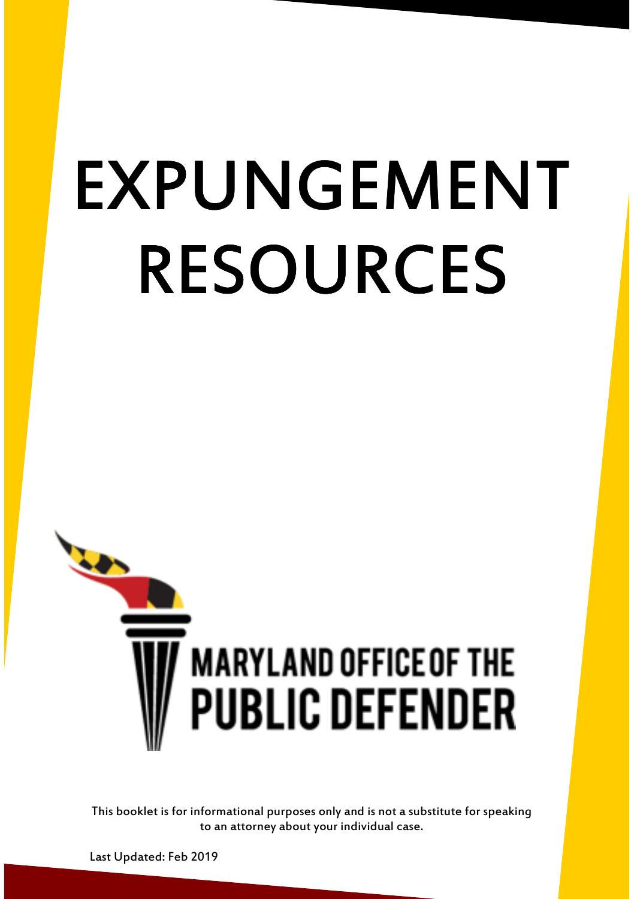# EXPUNGEMENT RESOURCES

MARYLAND OFFICE OF THE PUBLIC DEFENDER

This booklet is for informational purposes only and is not a substitute for speaking to an attorney about your individual case.

Last Updated: Feb 2019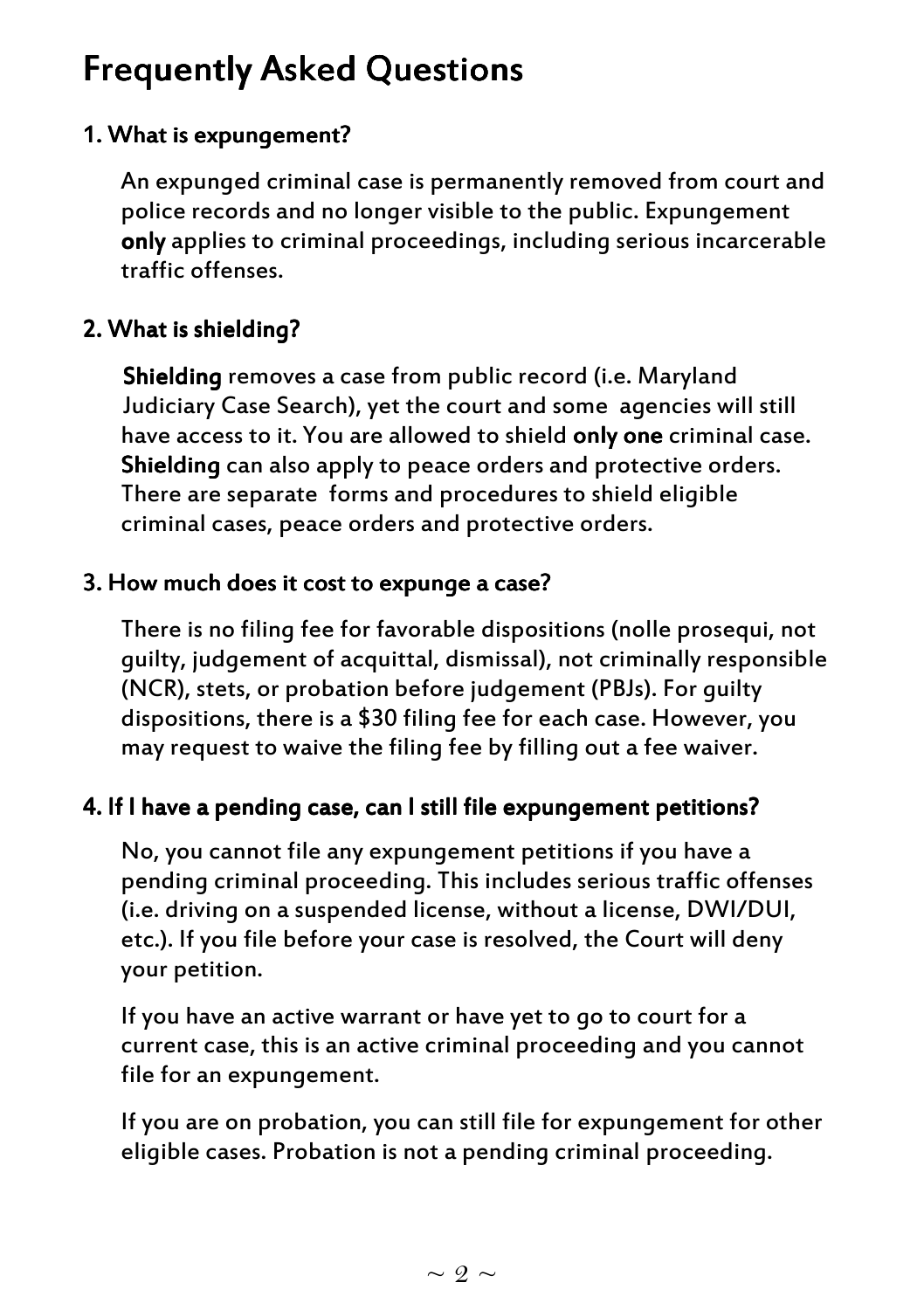# Frequently Asked Questions

### 1. What is expungement?

An expunged criminal case is permanently removed from court and police records and no longer visible to the public. Expungement **only** applies to criminal proceedings, including serious incarcerable traffic offenses.

### 2. What is shielding?

**Shielding** removes a case from public record (i.e. Maryland Judiciary Case Search), yet the court and some agencies will still have access to it. You are allowed to shield **only one** criminal case. **Shielding** can also apply to peace orders and protective orders. There are separate forms and procedures to shield eligible criminal cases, peace orders and protective orders.

### 3. How much does it cost to expunge a case?

There is no filing fee for favorable dispositions (nolle prosequi, not guilty, judgement of acquittal, dismissal), not criminally responsible (NCR), stets, or probation before judgement (PBJs). For guilty dispositions, there is a $30 filing fee for each case. However, you may request to waive the filing fee by filling out a fee waiver.

### 4. If I have a pending case, can I still file expungement petitions?

No, you cannot file any expungement petitions if you have a pending criminal proceeding. This includes serious traffic offenses (i.e. driving on a suspended license, without a license, DWI/DUI, etc.). If you file before your case is resolved, the Court will deny your petition.

If you have an active warrant or have yet to go to court for a current case, this is an active criminal proceeding and you cannot file for an expungement.

If you are on probation, you can still file for expungement for other eligible cases. Probation is not a pending criminal proceeding.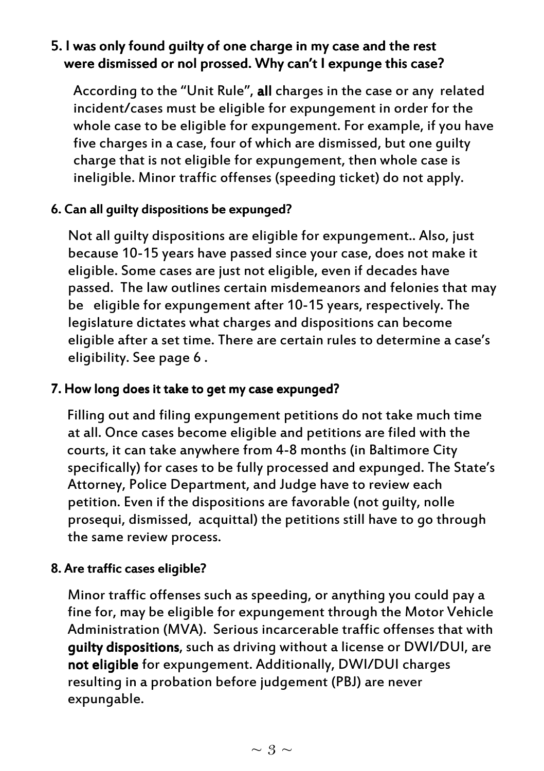### 5. I was only found guilty of one charge in my case and the rest were dismissed or nol prossed. Why can't I expunge this case?

According to the "Unit Rule", **all** charges in the case or any related incident/cases must be eligible for expungement in order for the whole case to be eligible for expungement. For example, if you have five charges in a case, four of which are dismissed, but one guilty charge that is not eligible for expungement, then whole case is ineligible. Minor traffic offenses (speeding ticket) do not apply.

### 6. Can all guilty dispositions be expunged?

Not all guilty dispositions are eligible for expungement.. Also, just because 10-15 years have passed since your case, does not make it eligible. Some cases are just not eligible, even if decades have passed. The law outlines certain misdemeanors and felonies that may be eligible for expungement after 10-15 years, respectively. The legislature dictates what charges and dispositions can become eligible after a set time. There are certain rules to determine a case's eligibility. See page 6 .

### 7. How long does it take to get my case expunged?

Filling out and filing expungement petitions do not take much time at all. Once cases become eligible and petitions are filed with the courts, it can take anywhere from 4-8 months (in Baltimore City specifically) for cases to be fully processed and expunged. The State's Attorney, Police Department, and Judge have to review each petition. Even if the dispositions are favorable (not guilty, nolle prosequi, dismissed, acquittal) the petitions still have to go through the same review process.

### 8. Are traffic cases eligible?

Minor traffic offenses such as speeding, or anything you could pay a fine for, may be eligible for expungement through the Motor Vehicle Administration (MVA). Serious incarcerable traffic offenses that with **guilty dispositions**, such as driving without a license or DWI/DUI, are **not eligible** for expungement. Additionally, DWI/DUI charges resulting in a probation before judgement (PBJ) are never expungable.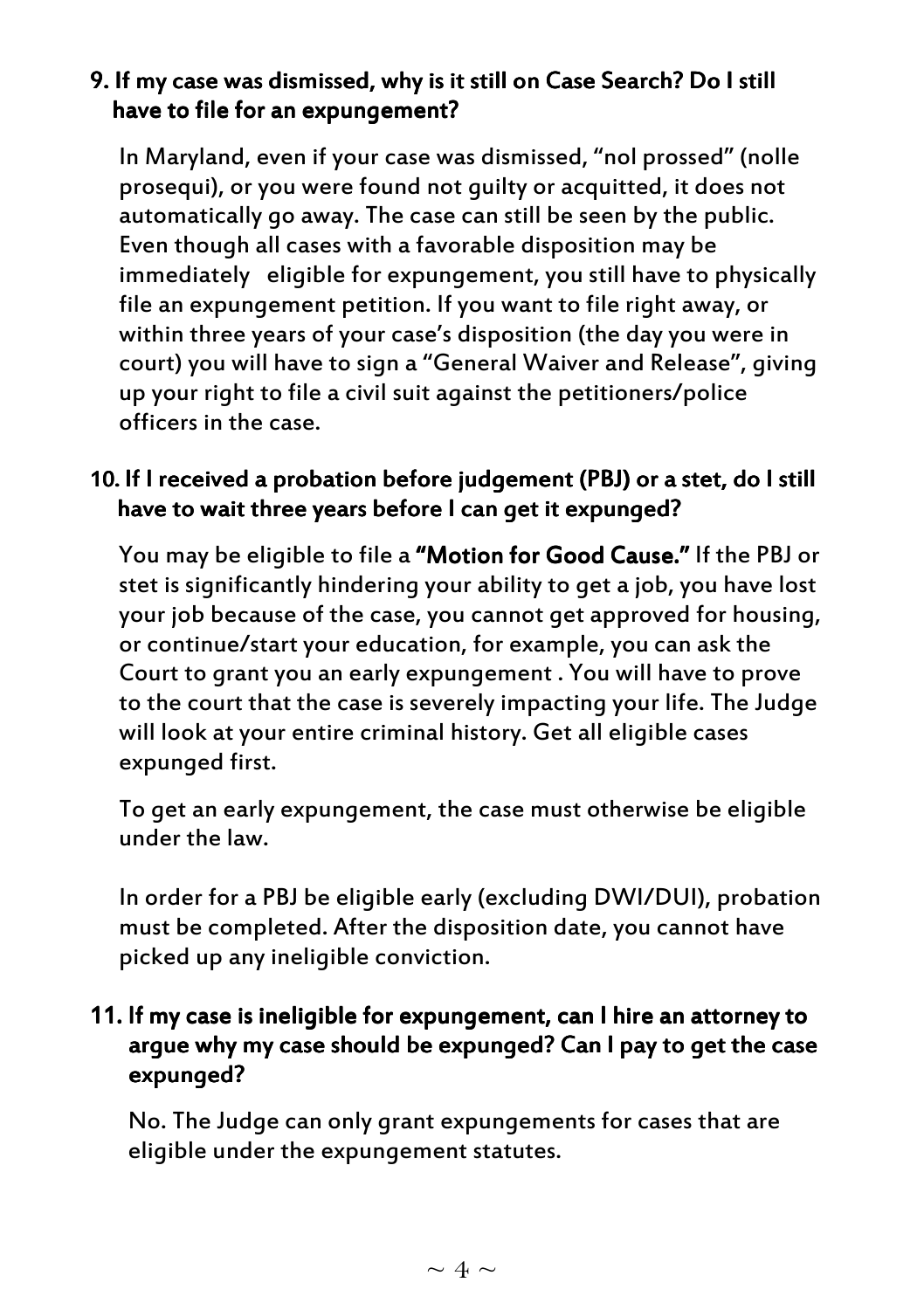### 9. If my case was dismissed, why is it still on Case Search? Do I still have to file for an expungement?

In Maryland, even if your case was dismissed, "nol prossed" (nolle prosequi), or you were found not guilty or acquitted, it does not automatically go away. The case can still be seen by the public. Even though all cases with a favorable disposition may be immediately eligible for expungement, you still have to physically file an expungement petition. If you want to file right away, or within three years of your case's disposition (the day you were in court) you will have to sign a "General Waiver and Release", giving up your right to file a civil suit against the petitioners/police officers in the case.

### 10. If I received a probation before judgement (PBJ) or a stet, do I still have to wait three years before I can get it expunged?

You may be eligible to file a **"Motion for Good Cause."** If the PBJ or stet is significantly hindering your ability to get a job, you have lost your job because of the case, you cannot get approved for housing, or continue/start your education, for example, you can ask the Court to grant you an early expungement . You will have to prove to the court that the case is severely impacting your life. The Judge will look at your entire criminal history. Get all eligible cases expunged first.

To get an early expungement, the case must otherwise be eligible under the law.

In order for a PBJ be eligible early (excluding DWI/DUI), probation must be completed. After the disposition date, you cannot have picked up any ineligible conviction.

### 11. If my case is ineligible for expungement, can I hire an attorney to argue why my case should be expunged? Can I pay to get the case expunged?

No. The Judge can only grant expungements for cases that are eligible under the expungement statutes.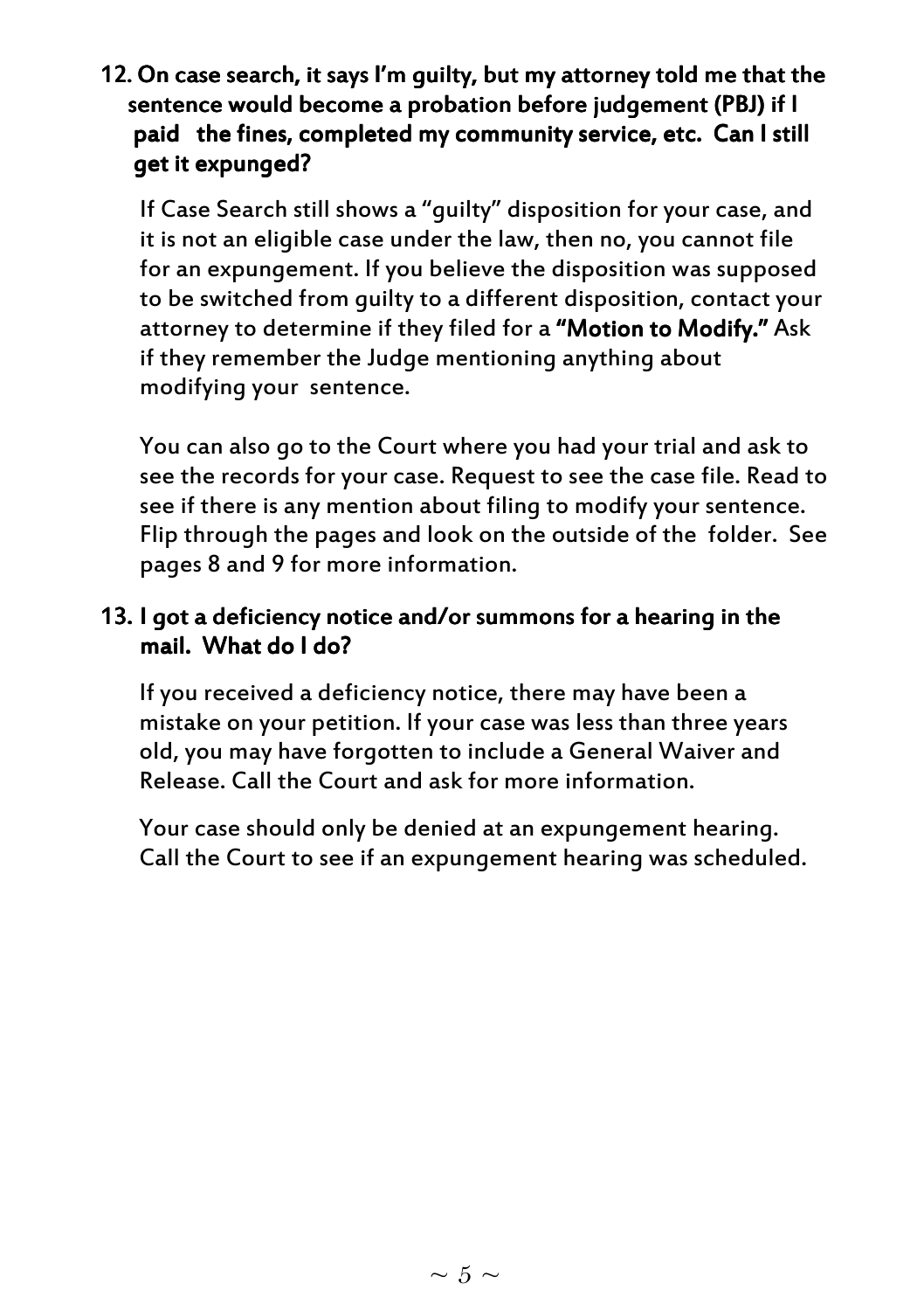### 12. On case search, it says I'm guilty, but my attorney told me that the sentence would become a probation before judgement (PBJ) if I paid the fines, completed my community service, etc. Can I still get it expunged?

If Case Search still shows a "guilty" disposition for your case, and it is not an eligible case under the law, then no, you cannot file for an expungement. If you believe the disposition was supposed to be switched from guilty to a different disposition, contact your attorney to determine if they filed for a **"Motion to Modify."** Ask if they remember the Judge mentioning anything about modifying your sentence.

You can also go to the Court where you had your trial and ask to see the records for your case. Request to see the case file. Read to see if there is any mention about filing to modify your sentence. Flip through the pages and look on the outside of the folder. See pages 8 and 9 for more information.

### 13. I got a deficiency notice and/or summons for a hearing in the mail. What do I do?

If you received a deficiency notice, there may have been a mistake on your petition. If your case was less than three years old, you may have forgotten to include a General Waiver and Release. Call the Court and ask for more information.

Your case should only be denied at an expungement hearing. Call the Court to see if an expungement hearing was scheduled.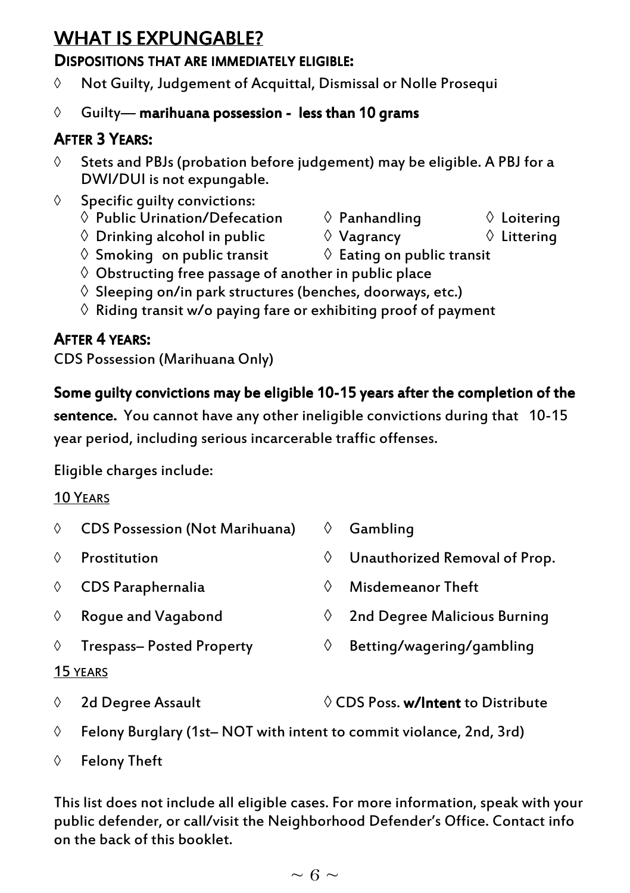## WHAT IS EXPUNGABLE?

### DISPOSITIONS THAT ARE IMMEDIATELY ELIGIBLE:

- Not Guilty, Judgement of Acquittal, Dismissal or Nolle Prosequi
- Guilty— **marihuana possession - less than 10 grams**

### AFTER 3 YEARS:

- Stets and PBJs (probation before judgement) may be eligible. A PBJ for a DWI/DUI is not expungable.
- Specific guilty convictions:
  - Public Urination/Defecation
  - Panhandling
  - Loitering
  - Drinking alcohol in public
  - Vagrancy
  - Littering
  - Smoking on public transit
  - Eating on public transit
  - Obstructing free passage of another in public place
  - Sleeping on/in park structures (benches, doorways, etc.)
  - Riding transit w/o paying fare or exhibiting proof of payment

### AFTER 4 YEARS:

CDS Possession (Marihuana Only)

**Some guilty convictions may be eligible 10-15 years after the completion of the sentence.** You cannot have any other ineligible convictions during that 10-15 year period, including serious incarcerable traffic offenses.

Eligible charges include:

10 YEARS

- CDS Possession (Not Marihuana)
- Gambling
- Prostitution
- Unauthorized Removal of Prop.
- CDS Paraphernalia
- Misdemeanor Theft
- Rogue and Vagabond
- 2nd Degree Malicious Burning
- Trespass– Posted Property
- Betting/wagering/gambling

15 YEARS

- 2d Degree Assault
- CDS Poss. **w/Intent** to Distribute
- Felony Burglary (1st– NOT with intent to commit violance, 2nd, 3rd)
- Felony Theft

This list does not include all eligible cases. For more information, speak with your public defender, or call/visit the Neighborhood Defender's Office. Contact info on the back of this booklet.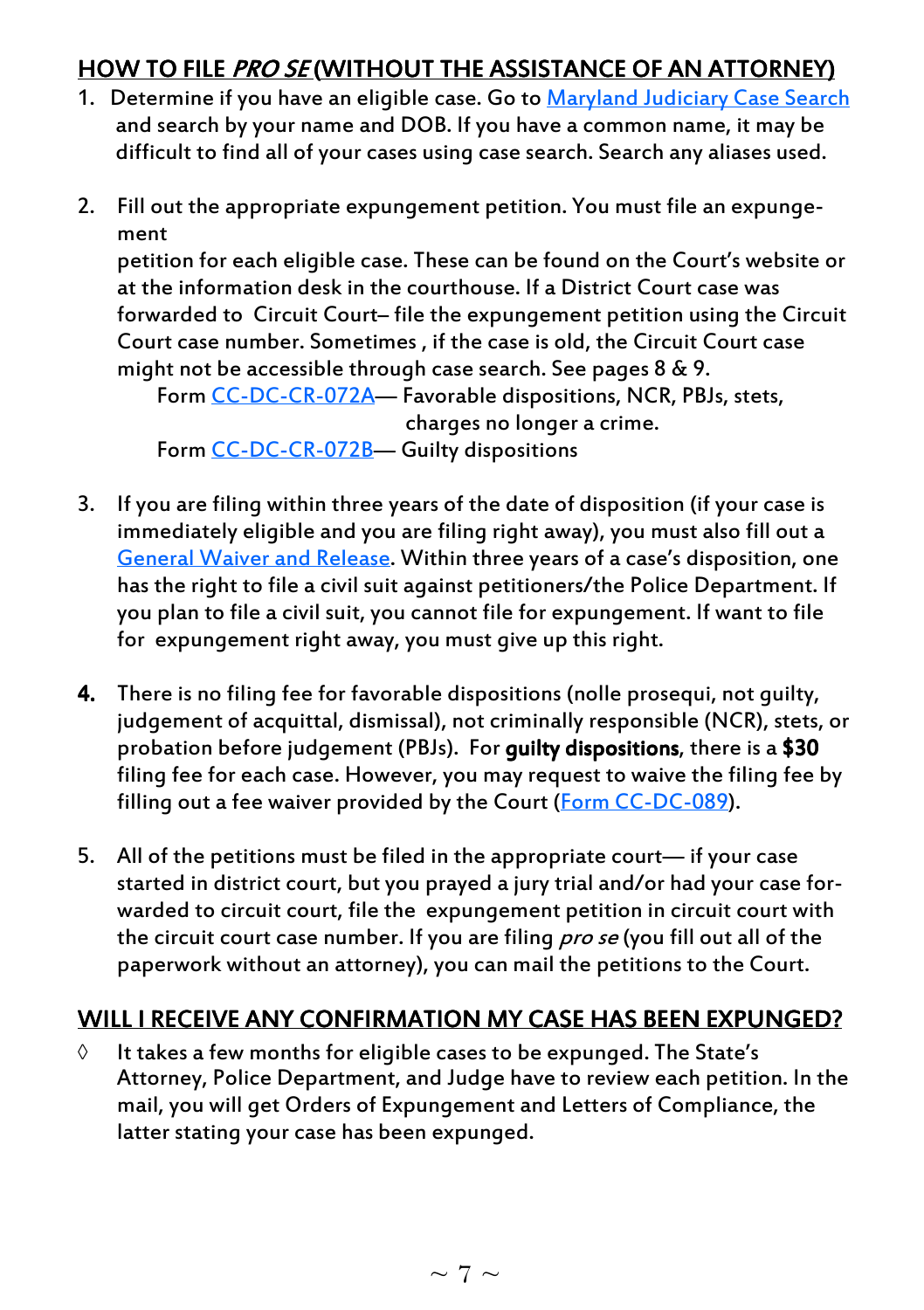## HOW TO FILE *PRO SE* (WITHOUT THE ASSISTANCE OF AN ATTORNEY)

1. Determine if you have an eligible case. Go to Maryland Judiciary Case Search and search by your name and DOB. If you have a common name, it may be difficult to find all of your cases using case search. Search any aliases used.

2. Fill out the appropriate expungement petition. You must file an expungement petition for each eligible case. These can be found on the Court's website or at the information desk in the courthouse. If a District Court case was forwarded to Circuit Court– file the expungement petition using the Circuit Court case number. Sometimes , if the case is old, the Circuit Court case might not be accessible through case search. See pages 8 & 9.

   Form CC-DC-CR-072A— Favorable dispositions, NCR, PBJs, stets, charges no longer a crime.

   Form CC-DC-CR-072B— Guilty dispositions

3. If you are filing within three years of the date of disposition (if your case is immediately eligible and you are filing right away), you must also fill out a General Waiver and Release. Within three years of a case's disposition, one has the right to file a civil suit against petitioners/the Police Department. If you plan to file a civil suit, you cannot file for expungement. If want to file for expungement right away, you must give up this right.

4. There is no filing fee for favorable dispositions (nolle prosequi, not guilty, judgement of acquittal, dismissal), not criminally responsible (NCR), stets, or probation before judgement (PBJs). For **guilty dispositions**, there is a **$30** filing fee for each case. However, you may request to waive the filing fee by filling out a fee waiver provided by the Court (Form CC-DC-089).

5. All of the petitions must be filed in the appropriate court— if your case started in district court, but you prayed a jury trial and/or had your case forwarded to circuit court, file the expungement petition in circuit court with the circuit court case number. If you are filing *pro se* (you fill out all of the paperwork without an attorney), you can mail the petitions to the Court.

## WILL I RECEIVE ANY CONFIRMATION MY CASE HAS BEEN EXPUNGED?

- It takes a few months for eligible cases to be expunged. The State's Attorney, Police Department, and Judge have to review each petition. In the mail, you will get Orders of Expungement and Letters of Compliance, the latter stating your case has been expunged.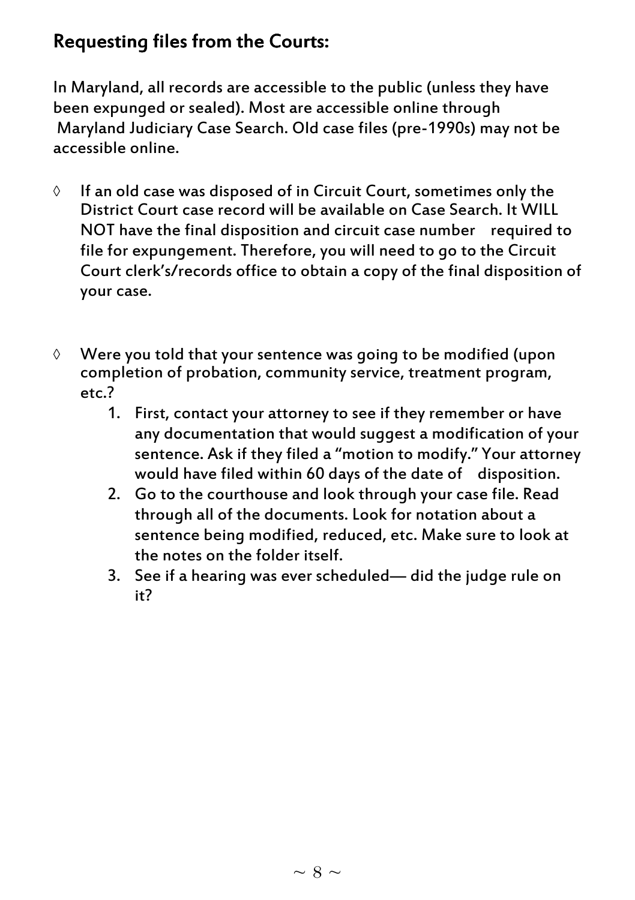## Requesting files from the Courts:

In Maryland, all records are accessible to the public (unless they have been expunged or sealed). Most are accessible online through Maryland Judiciary Case Search. Old case files (pre-1990s) may not be accessible online.

◊ If an old case was disposed of in Circuit Court, sometimes only the District Court case record will be available on Case Search. It WILL NOT have the final disposition and circuit case number required to file for expungement. Therefore, you will need to go to the Circuit Court clerk's/records office to obtain a copy of the final disposition of your case.

◊ Were you told that your sentence was going to be modified (upon completion of probation, community service, treatment program, etc.?
   1. First, contact your attorney to see if they remember or have any documentation that would suggest a modification of your sentence. Ask if they filed a "motion to modify." Your attorney would have filed within 60 days of the date of disposition.
   2. Go to the courthouse and look through your case file. Read through all of the documents. Look for notation about a sentence being modified, reduced, etc. Make sure to look at the notes on the folder itself.
   3. See if a hearing was ever scheduled— did the judge rule on it?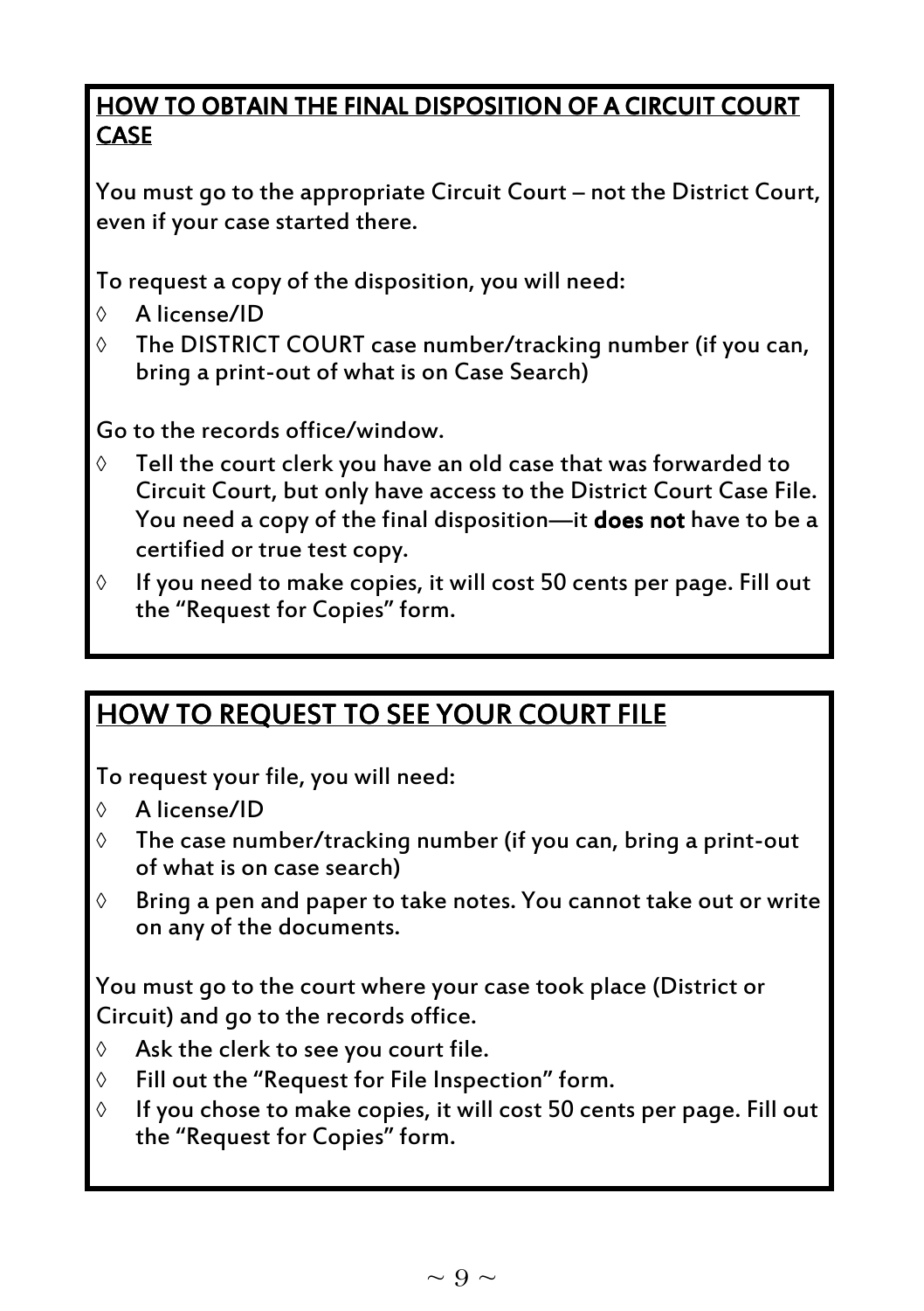## HOW TO OBTAIN THE FINAL DISPOSITION OF A CIRCUIT COURT CASE

You must go to the appropriate Circuit Court – not the District Court, even if your case started there.

To request a copy of the disposition, you will need:

- A license/ID
- The DISTRICT COURT case number/tracking number (if you can, bring a print-out of what is on Case Search)

Go to the records office/window.

- Tell the court clerk you have an old case that was forwarded to Circuit Court, but only have access to the District Court Case File. You need a copy of the final disposition—it **does not** have to be a certified or true test copy.
- If you need to make copies, it will cost 50 cents per page. Fill out the "Request for Copies" form.

## HOW TO REQUEST TO SEE YOUR COURT FILE

To request your file, you will need:

- A license/ID
- The case number/tracking number (if you can, bring a print-out of what is on case search)
- Bring a pen and paper to take notes. You cannot take out or write on any of the documents.

You must go to the court where your case took place (District or Circuit) and go to the records office.

- Ask the clerk to see you court file.
- Fill out the "Request for File Inspection" form.
- If you chose to make copies, it will cost 50 cents per page. Fill out the "Request for Copies" form.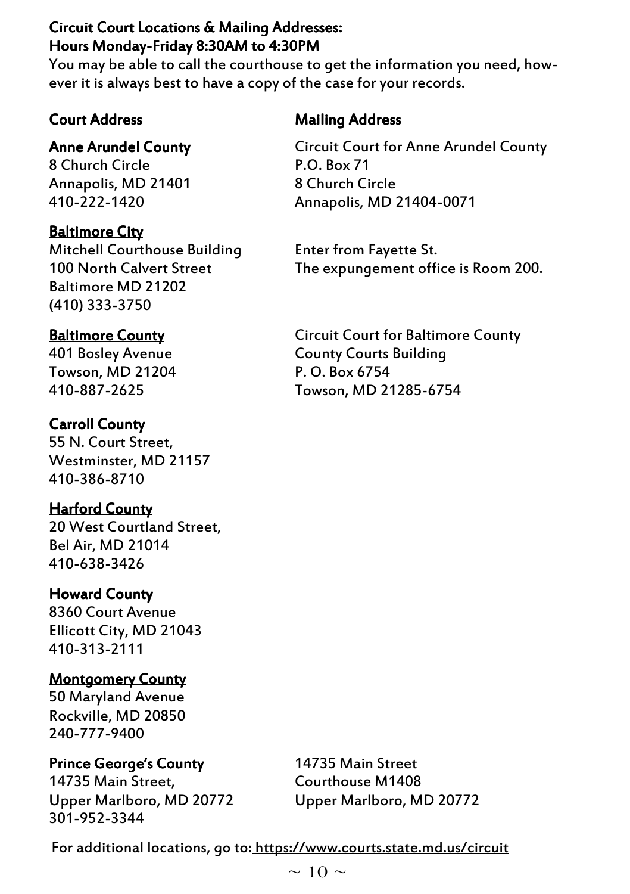**Circuit Court Locations & Mailing Addresses:**
**Hours Monday-Friday 8:30AM to 4:30PM**

You may be able to call the courthouse to get the information you need, however it is always best to have a copy of the case for your records.

| Court Address | Mailing Address |
| --- | --- |
| **Anne Arundel County**<br>8 Church Circle<br>Annapolis, MD 21401<br>410-222-1420 | Circuit Court for Anne Arundel County<br>P.O. Box 71<br>8 Church Circle<br>Annapolis, MD 21404-0071 |
| **Baltimore City**<br>Mitchell Courthouse Building<br>100 North Calvert Street<br>Baltimore MD 21202<br>(410) 333-3750 | Enter from Fayette St.<br>The expungement office is Room 200. |
| **Baltimore County**<br>401 Bosley Avenue<br>Towson, MD 21204<br>410-887-2625 | Circuit Court for Baltimore County<br>County Courts Building<br>P. O. Box 6754<br>Towson, MD 21285-6754 |
| **Carroll County**<br>55 N. Court Street,<br>Westminster, MD 21157<br>410-386-8710 | |
| **Harford County**<br>20 West Courtland Street,<br>Bel Air, MD 21014<br>410-638-3426 | |
| **Howard County**<br>8360 Court Avenue<br>Ellicott City, MD 21043<br>410-313-2111 | |
| **Montgomery County**<br>50 Maryland Avenue<br>Rockville, MD 20850<br>240-777-9400 | |
| **Prince George's County**<br>14735 Main Street,<br>Upper Marlboro, MD 20772<br>301-952-3344 | 14735 Main Street<br>Courthouse M1408<br>Upper Marlboro, MD 20772 |

For additional locations, go to: https://www.courts.state.md.us/circuit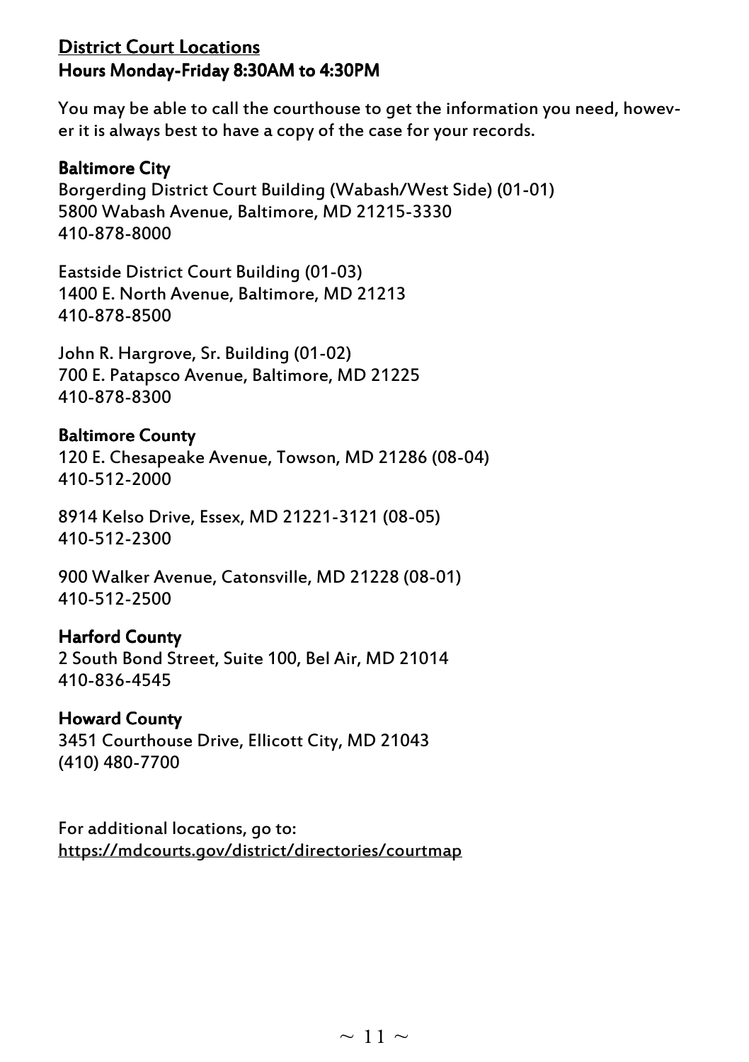## District Court Locations
## Hours Monday-Friday 8:30AM to 4:30PM

You may be able to call the courthouse to get the information you need, however it is always best to have a copy of the case for your records.

### Baltimore City

Borgerding District Court Building (Wabash/West Side) (01-01)
5800 Wabash Avenue, Baltimore, MD 21215-3330
410-878-8000

Eastside District Court Building (01-03)
1400 E. North Avenue, Baltimore, MD 21213
410-878-8500

John R. Hargrove, Sr. Building (01-02)
700 E. Patapsco Avenue, Baltimore, MD 21225
410-878-8300

### Baltimore County

120 E. Chesapeake Avenue, Towson, MD 21286 (08-04)
410-512-2000

8914 Kelso Drive, Essex, MD 21221-3121 (08-05)
410-512-2300

900 Walker Avenue, Catonsville, MD 21228 (08-01)
410-512-2500

### Harford County

2 South Bond Street, Suite 100, Bel Air, MD 21014
410-836-4545

### Howard County

3451 Courthouse Drive, Ellicott City, MD 21043
(410) 480-7700

For additional locations, go to:
https://mdcourts.gov/district/directories/courtmap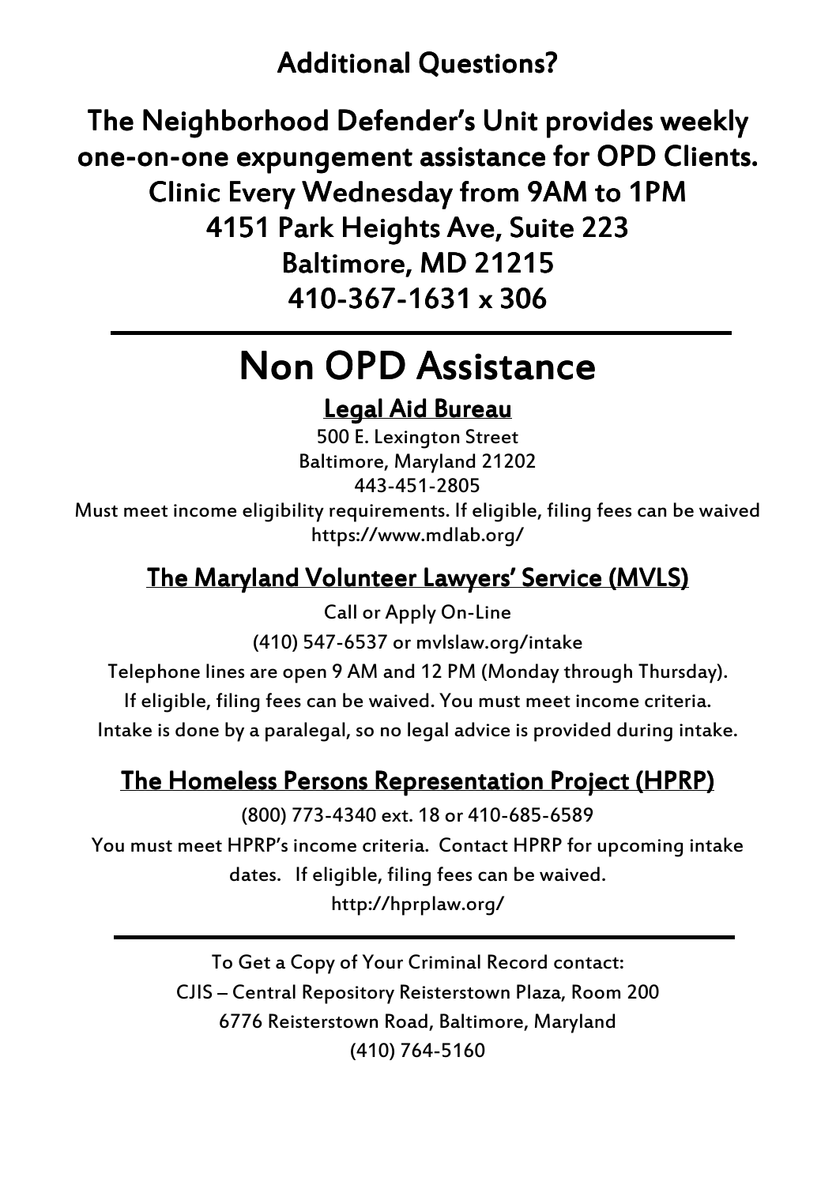## Additional Questions?

## The Neighborhood Defender's Unit provides weekly one-on-one expungement assistance for OPD Clients.

**Clinic Every Wednesday from 9AM to 1PM**
**4151 Park Heights Ave, Suite 223**
**Baltimore, MD 21215**
**410-367-1631 x 306**

---

# Non OPD Assistance

### Legal Aid Bureau

500 E. Lexington Street
Baltimore, Maryland 21202
443-451-2805
Must meet income eligibility requirements. If eligible, filing fees can be waived
https://www.mdlab.org/

### The Maryland Volunteer Lawyers' Service (MVLS)

Call or Apply On-Line
(410) 547-6537 or mvlslaw.org/intake
Telephone lines are open 9 AM and 12 PM (Monday through Thursday).
If eligible, filing fees can be waived. You must meet income criteria.
Intake is done by a paralegal, so no legal advice is provided during intake.

### The Homeless Persons Representation Project (HPRP)

(800) 773-4340 ext. 18 or 410-685-6589
You must meet HPRP's income criteria. Contact HPRP for upcoming intake dates. If eligible, filing fees can be waived.
http://hprplaw.org/

---

To Get a Copy of Your Criminal Record contact:
CJIS – Central Repository Reisterstown Plaza, Room 200
6776 Reisterstown Road, Baltimore, Maryland
(410) 764-5160